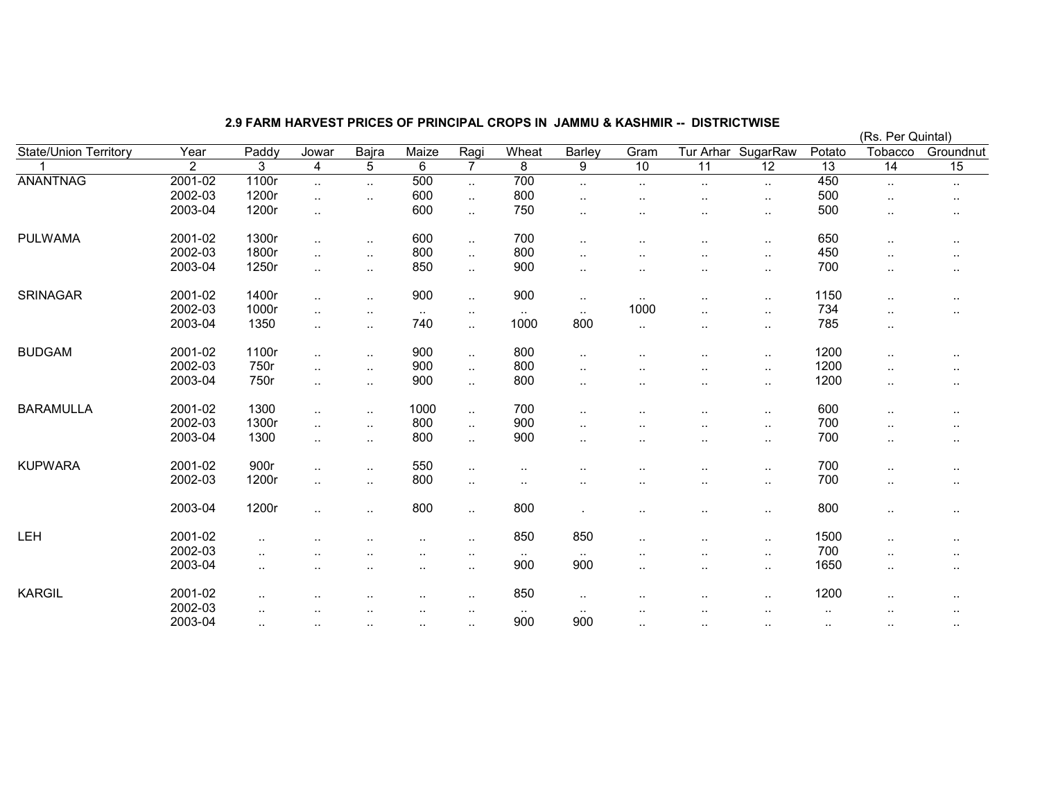**2.9 FARM HARVEST PRICES OF PRINCIPAL CROPS IN JAMMU & KASHMIR -- DISTRICTWISE**

(Rs. Per Quintal)

| State/Union Territory | Year | Paddy | Jowar | Bajra | Maize | Ragi | Wheat | Barley | Gram | Tur Arhar | SugarRaw | Potato | Tobacco | Groundnut |
|---|---|---|---|---|---|---|---|---|---|---|---|---|---|---|
| 1 | 2 | 3 | 4 | 5 | 6 | 7 | 8 | 9 | 10 | 11 | 12 | 13 | 14 | 15 |
| ANANTNAG | 2001-02 | 1100r | .. | .. | 500 | .. | 700 | .. | .. | .. | .. | 450 | .. | .. |
| | 2002-03 | 1200r | .. | .. | 600 | .. | 800 | .. | .. | .. | .. | 500 | .. | .. |
| | 2003-04 | 1200r | .. | | 600 | .. | 750 | .. | .. | .. | .. | 500 | .. | .. |
| PULWAMA | 2001-02 | 1300r | .. | .. | 600 | .. | 700 | .. | .. | .. | .. | 650 | .. | .. |
| | 2002-03 | 1800r | .. | .. | 800 | .. | 800 | .. | .. | .. | .. | 450 | .. | .. |
| | 2003-04 | 1250r | .. | .. | 850 | .. | 900 | .. | .. | .. | .. | 700 | .. | .. |
| SRINAGAR | 2001-02 | 1400r | .. | .. | 900 | .. | 900 | .. | .. | .. | .. | 1150 | .. | .. |
| | 2002-03 | 1000r | .. | .. | .. | .. | .. | .. | 1000 | .. | .. | 734 | .. | .. |
| | 2003-04 | 1350 | .. | .. | 740 | .. | 1000 | 800 | .. | .. | .. | 785 | .. | |
| BUDGAM | 2001-02 | 1100r | .. | .. | 900 | .. | 800 | .. | .. | .. | .. | 1200 | .. | .. |
| | 2002-03 | 750r | .. | .. | 900 | .. | 800 | .. | .. | .. | .. | 1200 | .. | .. |
| | 2003-04 | 750r | .. | .. | 900 | .. | 800 | .. | .. | .. | .. | 1200 | .. | .. |
| BARAMULLA | 2001-02 | 1300 | .. | .. | 1000 | .. | 700 | .. | .. | .. | .. | 600 | .. | .. |
| | 2002-03 | 1300r | .. | .. | 800 | .. | 900 | .. | .. | .. | .. | 700 | .. | .. |
| | 2003-04 | 1300 | .. | .. | 800 | .. | 900 | .. | .. | .. | .. | 700 | .. | .. |
| KUPWARA | 2001-02 | 900r | .. | .. | 550 | .. | .. | .. | .. | .. | .. | 700 | .. | .. |
| | 2002-03 | 1200r | .. | .. | 800 | .. | .. | .. | .. | .. | .. | 700 | .. | .. |
| | 2003-04 | 1200r | .. | .. | 800 | .. | 800 | . | .. | .. | .. | 800 | .. | .. |
| LEH | 2001-02 | .. | .. | .. | .. | .. | 850 | 850 | .. | .. | .. | 1500 | .. | .. |
| | 2002-03 | .. | .. | .. | .. | .. | .. | .. | .. | .. | .. | 700 | .. | .. |
| | 2003-04 | .. | .. | .. | .. | .. | 900 | 900 | .. | .. | .. | 1650 | .. | .. |
| KARGIL | 2001-02 | .. | .. | .. | .. | .. | 850 | .. | .. | .. | .. | 1200 | .. | .. |
| | 2002-03 | .. | .. | .. | .. | .. | .. | .. | .. | .. | .. | .. | .. | .. |
| | 2003-04 | .. | .. | .. | .. | .. | 900 | 900 | .. | .. | .. | .. | .. | .. |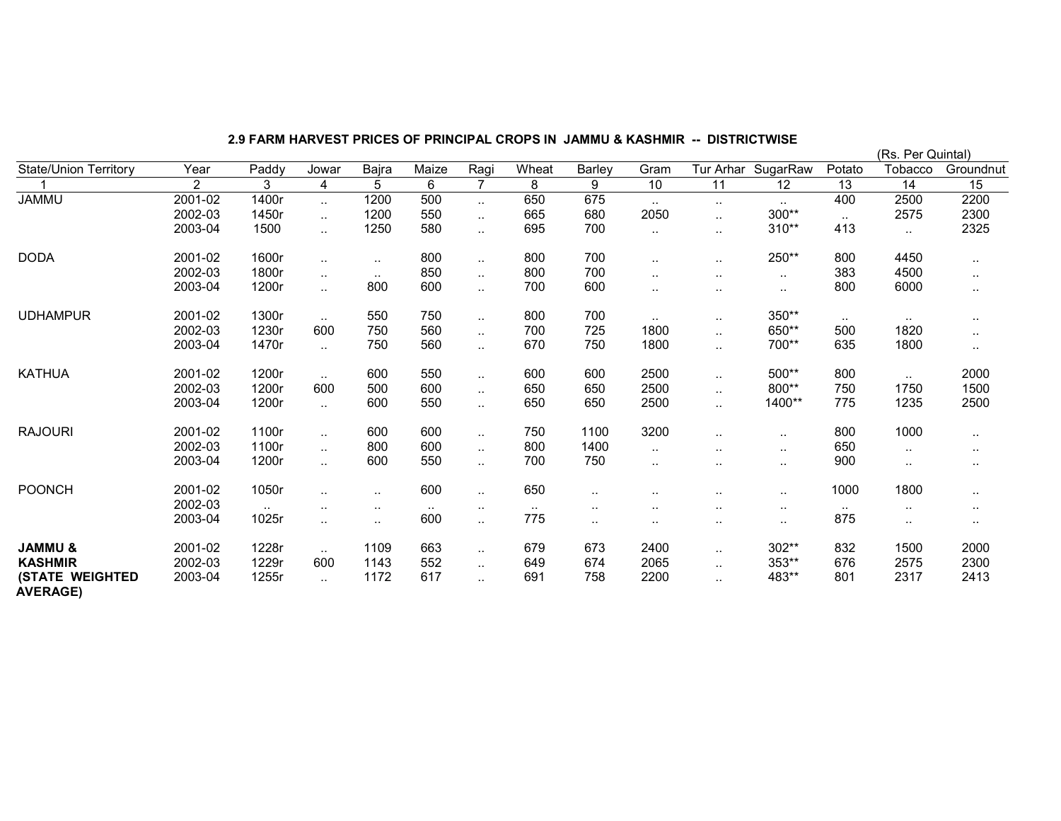## 2.9 FARM HARVEST PRICES OF PRINCIPAL CROPS IN JAMMU & KASHMIR -- DISTRICTWISE

(Rs. Per Quintal)

| State/Union Territory | Year | Paddy | Jowar | Bajra | Maize | Ragi | Wheat | Barley | Gram | Tur Arhar | SugarRaw | Potato | Tobacco | Groundnut |
|---|---|---|---|---|---|---|---|---|---|---|---|---|---|---|
| 1 | 2 | 3 | 4 | 5 | 6 | 7 | 8 | 9 | 10 | 11 | 12 | 13 | 14 | 15 |
| JAMMU | 2001-02 | 1400r | .. | 1200 | 500 | .. | 650 | 675 | .. | .. | .. | 400 | 2500 | 2200 |
| | 2002-03 | 1450r | .. | 1200 | 550 | .. | 665 | 680 | 2050 | .. | 300** | .. | 2575 | 2300 |
| | 2003-04 | 1500 | .. | 1250 | 580 | .. | 695 | 700 | .. | .. | 310** | 413 | .. | 2325 |
| DODA | 2001-02 | 1600r | .. | .. | 800 | .. | 800 | 700 | .. | .. | 250** | 800 | 4450 | .. |
| | 2002-03 | 1800r | .. | .. | 850 | .. | 800 | 700 | .. | .. | .. | 383 | 4500 | .. |
| | 2003-04 | 1200r | .. | 800 | 600 | .. | 700 | 600 | .. | .. | .. | 800 | 6000 | .. |
| UDHAMPUR | 2001-02 | 1300r | .. | 550 | 750 | .. | 800 | 700 | .. | .. | 350** | .. | .. | .. |
| | 2002-03 | 1230r | 600 | 750 | 560 | .. | 700 | 725 | 1800 | .. | 650** | 500 | 1820 | .. |
| | 2003-04 | 1470r | .. | 750 | 560 | .. | 670 | 750 | 1800 | .. | 700** | 635 | 1800 | .. |
| KATHUA | 2001-02 | 1200r | .. | 600 | 550 | .. | 600 | 600 | 2500 | .. | 500** | 800 | .. | 2000 |
| | 2002-03 | 1200r | 600 | 500 | 600 | .. | 650 | 650 | 2500 | .. | 800** | 750 | 1750 | 1500 |
| | 2003-04 | 1200r | .. | 600 | 550 | .. | 650 | 650 | 2500 | .. | 1400** | 775 | 1235 | 2500 |
| RAJOURI | 2001-02 | 1100r | .. | 600 | 600 | .. | 750 | 1100 | 3200 | .. | .. | 800 | 1000 | .. |
| | 2002-03 | 1100r | .. | 800 | 600 | .. | 800 | 1400 | .. | .. | .. | 650 | .. | .. |
| | 2003-04 | 1200r | .. | 600 | 550 | .. | 700 | 750 | .. | .. | .. | 900 | .. | .. |
| POONCH | 2001-02 | 1050r | .. | .. | 600 | .. | 650 | .. | .. | .. | .. | 1000 | 1800 | .. |
| | 2002-03 | .. | .. | .. | .. | .. | .. | .. | .. | .. | .. | .. | .. | .. |
| | 2003-04 | 1025r | .. | .. | 600 | .. | 775 | .. | .. | .. | .. | 875 | .. | .. |
| **JAMMU & KASHMIR (STATE WEIGHTED AVERAGE)** | 2001-02 | 1228r | .. | 1109 | 663 | .. | 679 | 673 | 2400 | .. | 302** | 832 | 1500 | 2000 |
| | 2002-03 | 1229r | 600 | 1143 | 552 | .. | 649 | 674 | 2065 | .. | 353** | 676 | 2575 | 2300 |
| | 2003-04 | 1255r | .. | 1172 | 617 | .. | 691 | 758 | 2200 | .. | 483** | 801 | 2317 | 2413 |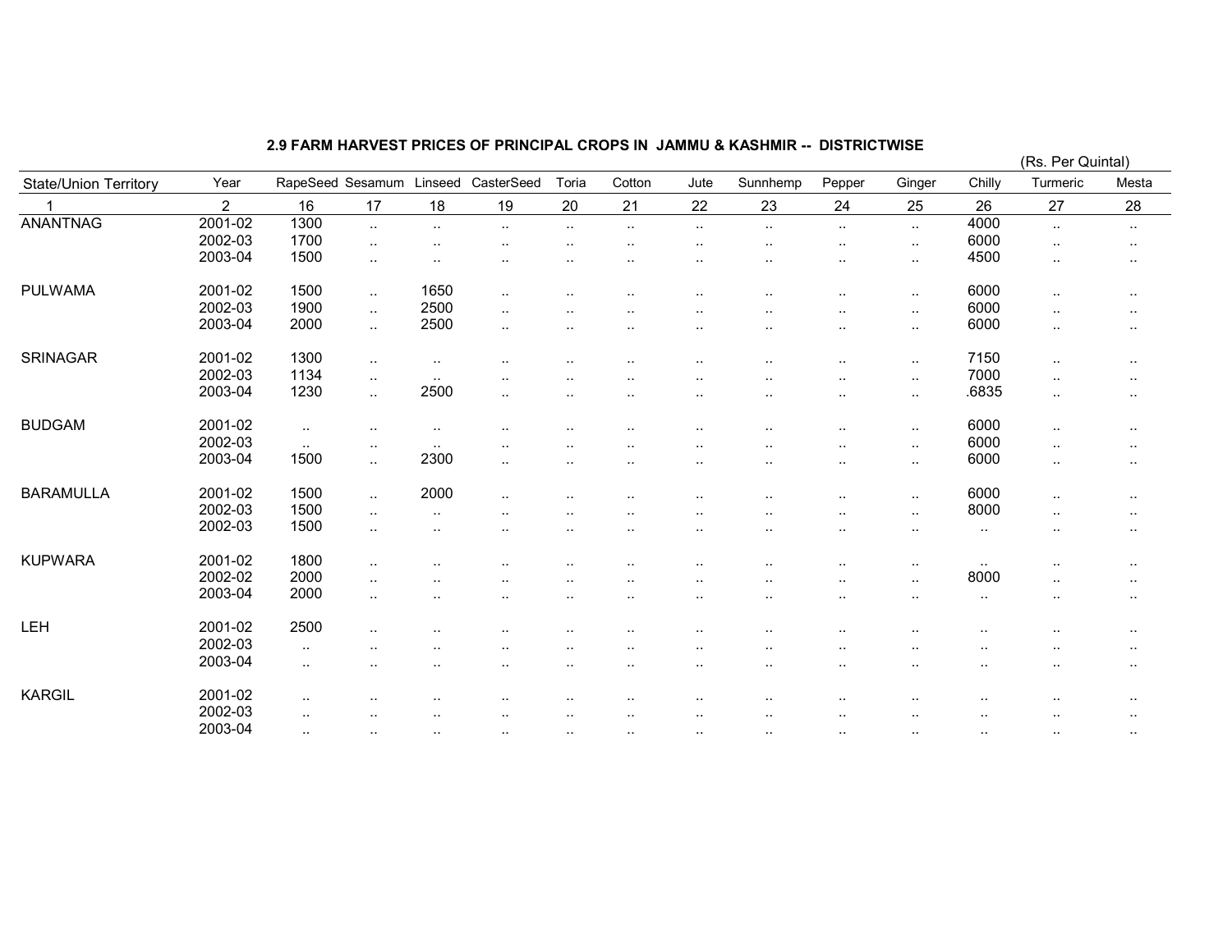## 2.9 FARM HARVEST PRICES OF PRINCIPAL CROPS IN JAMMU & KASHMIR -- DISTRICTWISE

(Rs. Per Quintal)

| State/Union Territory | Year | RapeSeed | Sesamum | Linseed | CasterSeed | Toria | Cotton | Jute | Sunnhemp | Pepper | Ginger | Chilly | Turmeric | Mesta |
|---|---|---|---|---|---|---|---|---|---|---|---|---|---|---|
| 1 | 2 | 16 | 17 | 18 | 19 | 20 | 21 | 22 | 23 | 24 | 25 | 26 | 27 | 28 |
| ANANTNAG | 2001-02 | 1300 | .. | .. | .. | .. | .. | .. | .. | .. | .. | 4000 | .. | .. |
| | 2002-03 | 1700 | .. | .. | .. | .. | .. | .. | .. | .. | .. | 6000 | .. | .. |
| | 2003-04 | 1500 | .. | .. | .. | .. | .. | .. | .. | .. | .. | 4500 | .. | .. |
| PULWAMA | 2001-02 | 1500 | .. | 1650 | .. | .. | .. | .. | .. | .. | .. | 6000 | .. | .. |
| | 2002-03 | 1900 | .. | 2500 | .. | .. | .. | .. | .. | .. | .. | 6000 | .. | .. |
| | 2003-04 | 2000 | .. | 2500 | .. | .. | .. | .. | .. | .. | .. | 6000 | .. | .. |
| SRINAGAR | 2001-02 | 1300 | .. | .. | .. | .. | .. | .. | .. | .. | .. | 7150 | .. | .. |
| | 2002-03 | 1134 | .. | .. | .. | .. | .. | .. | .. | .. | .. | 7000 | .. | .. |
| | 2003-04 | 1230 | .. | 2500 | .. | .. | .. | .. | .. | .. | .. | .6835 | .. | .. |
| BUDGAM | 2001-02 | .. | .. | .. | .. | .. | .. | .. | .. | .. | .. | 6000 | .. | .. |
| | 2002-03 | .. | .. | .. | .. | .. | .. | .. | .. | .. | .. | 6000 | .. | .. |
| | 2003-04 | 1500 | .. | 2300 | .. | .. | .. | .. | .. | .. | .. | 6000 | .. | .. |
| BARAMULLA | 2001-02 | 1500 | .. | 2000 | .. | .. | .. | .. | .. | .. | .. | 6000 | .. | .. |
| | 2002-03 | 1500 | .. | .. | .. | .. | .. | .. | .. | .. | .. | 8000 | .. | .. |
| | 2002-03 | 1500 | .. | .. | .. | .. | .. | .. | .. | .. | .. | .. | .. | .. |
| KUPWARA | 2001-02 | 1800 | .. | .. | .. | .. | .. | .. | .. | .. | .. | .. | .. | .. |
| | 2002-02 | 2000 | .. | .. | .. | .. | .. | .. | .. | .. | .. | 8000 | .. | .. |
| | 2003-04 | 2000 | .. | .. | .. | .. | .. | .. | .. | .. | .. | .. | .. | .. |
| LEH | 2001-02 | 2500 | .. | .. | .. | .. | .. | .. | .. | .. | .. | .. | .. | .. |
| | 2002-03 | .. | .. | .. | .. | .. | .. | .. | .. | .. | .. | .. | .. | .. |
| | 2003-04 | .. | .. | .. | .. | .. | .. | .. | .. | .. | .. | .. | .. | .. |
| KARGIL | 2001-02 | .. | .. | .. | .. | .. | .. | .. | .. | .. | .. | .. | .. | .. |
| | 2002-03 | .. | .. | .. | .. | .. | .. | .. | .. | .. | .. | .. | .. | .. |
| | 2003-04 | .. | .. | .. | .. | .. | .. | .. | .. | .. | .. | .. | .. | .. |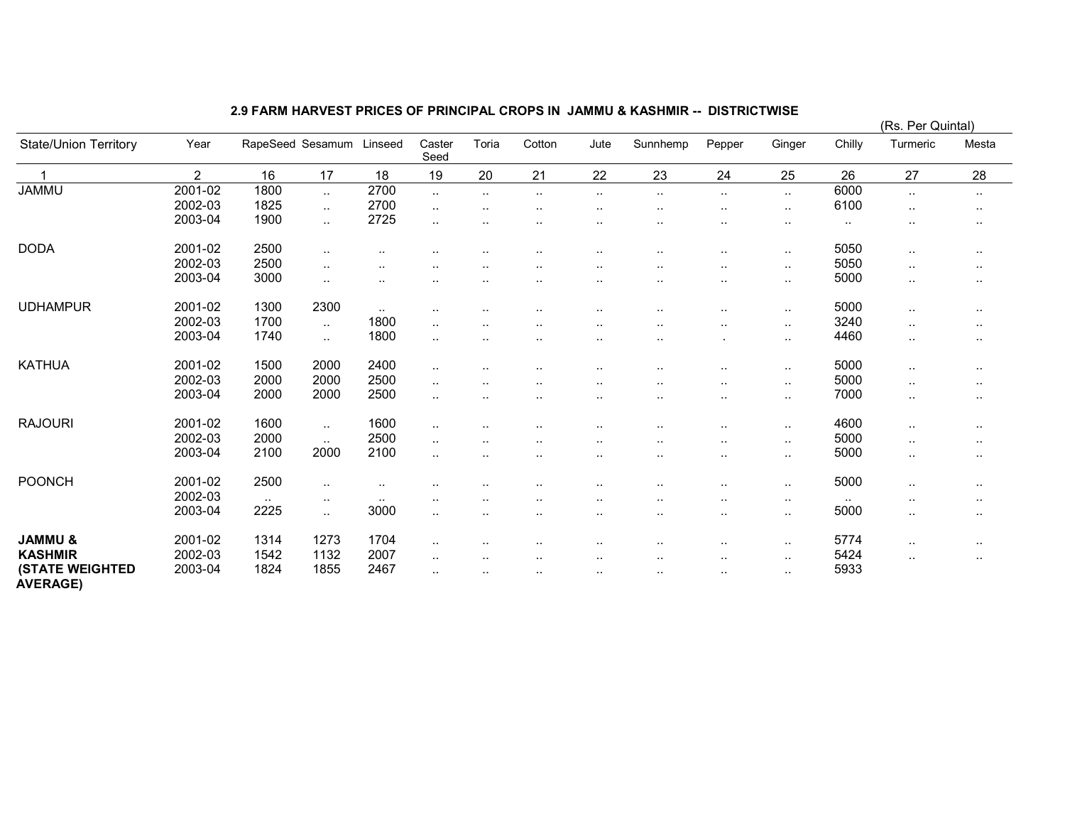## 2.9 FARM HARVEST PRICES OF PRINCIPAL CROPS IN JAMMU & KASHMIR -- DISTRICTWISE

(Rs. Per Quintal)

| State/Union Territory | Year | RapeSeed | Sesamum | Linseed | Caster Seed | Toria | Cotton | Jute | Sunnhemp | Pepper | Ginger | Chilly | Turmeric | Mesta |
|---|---|---|---|---|---|---|---|---|---|---|---|---|---|---|
| 1 | 2 | 16 | 17 | 18 | 19 | 20 | 21 | 22 | 23 | 24 | 25 | 26 | 27 | 28 |
| JAMMU | 2001-02 | 1800 | .. | 2700 | .. | .. | .. | .. | .. | .. | .. | 6000 | .. | .. |
| | 2002-03 | 1825 | .. | 2700 | .. | .. | .. | .. | .. | .. | .. | 6100 | .. | .. |
| | 2003-04 | 1900 | .. | 2725 | .. | .. | .. | .. | .. | .. | .. | .. | .. | .. |
| DODA | 2001-02 | 2500 | .. | .. | .. | .. | .. | .. | .. | .. | .. | 5050 | .. | .. |
| | 2002-03 | 2500 | .. | .. | .. | .. | .. | .. | .. | .. | .. | 5050 | .. | .. |
| | 2003-04 | 3000 | .. | .. | .. | .. | .. | .. | .. | .. | .. | 5000 | .. | .. |
| UDHAMPUR | 2001-02 | 1300 | 2300 | .. | .. | .. | .. | .. | .. | .. | .. | 5000 | .. | .. |
| | 2002-03 | 1700 | .. | 1800 | .. | .. | .. | .. | .. | .. | .. | 3240 | .. | .. |
| | 2003-04 | 1740 | .. | 1800 | .. | .. | .. | .. | .. | . | .. | 4460 | .. | .. |
| KATHUA | 2001-02 | 1500 | 2000 | 2400 | .. | .. | .. | .. | .. | .. | .. | 5000 | .. | .. |
| | 2002-03 | 2000 | 2000 | 2500 | .. | .. | .. | .. | .. | .. | .. | 5000 | .. | .. |
| | 2003-04 | 2000 | 2000 | 2500 | .. | .. | .. | .. | .. | .. | .. | 7000 | .. | .. |
| RAJOURI | 2001-02 | 1600 | .. | 1600 | .. | .. | .. | .. | .. | .. | .. | 4600 | .. | .. |
| | 2002-03 | 2000 | .. | 2500 | .. | .. | .. | .. | .. | .. | .. | 5000 | .. | .. |
| | 2003-04 | 2100 | 2000 | 2100 | .. | .. | .. | .. | .. | .. | .. | 5000 | .. | .. |
| POONCH | 2001-02 | 2500 | .. | .. | .. | .. | .. | .. | .. | .. | .. | 5000 | .. | .. |
| | 2002-03 | .. | .. | .. | .. | .. | .. | .. | .. | .. | .. | .. | .. | .. |
| | 2003-04 | 2225 | .. | 3000 | .. | .. | .. | .. | .. | .. | .. | 5000 | .. | .. |
| **JAMMU & KASHMIR (STATE WEIGHTED AVERAGE)** | 2001-02 | 1314 | 1273 | 1704 | .. | .. | .. | .. | .. | .. | .. | 5774 | .. | .. |
| | 2002-03 | 1542 | 1132 | 2007 | .. | .. | .. | .. | .. | .. | .. | 5424 | .. | .. |
| | 2003-04 | 1824 | 1855 | 2467 | .. | .. | .. | .. | .. | .. | .. | 5933 | | |